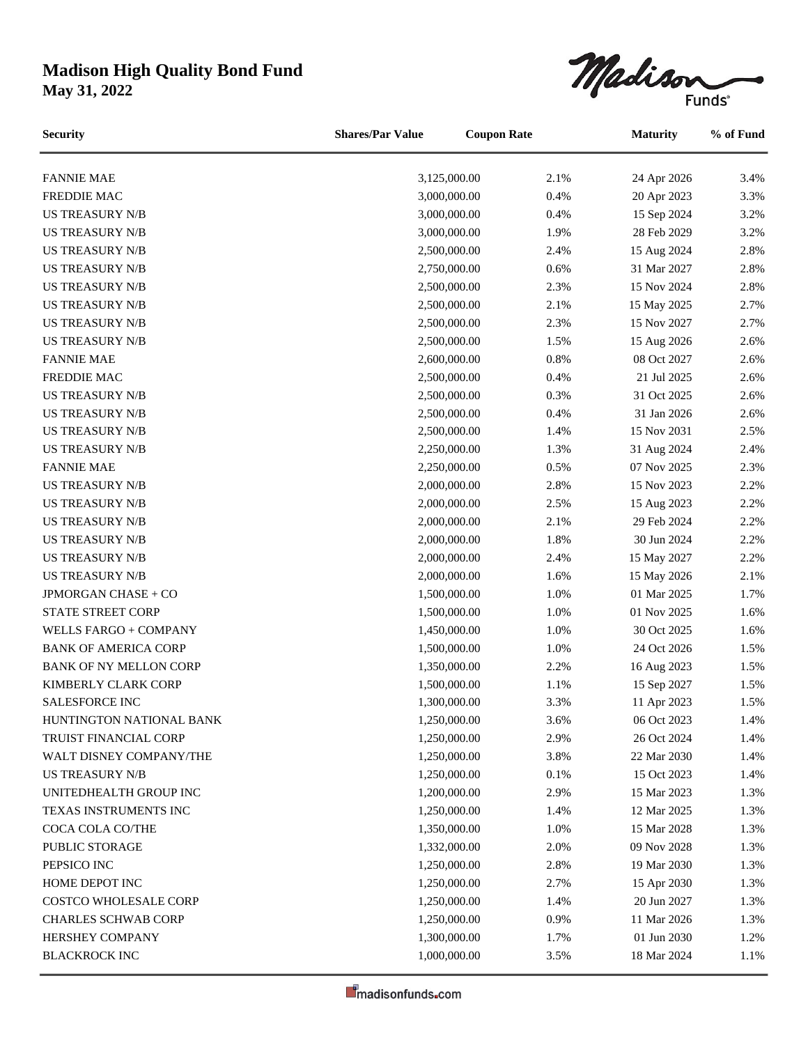# Madison High Quality Bond Fund

**May 31, 2022**

| Security | Shares/Par Value | Coupon Rate | Maturity | % of Fund |
|---|---|---|---|---|
| FANNIE MAE | 3,125,000.00 | 2.1% | 24 Apr 2026 | 3.4% |
| FREDDIE MAC | 3,000,000.00 | 0.4% | 20 Apr 2023 | 3.3% |
| US TREASURY N/B | 3,000,000.00 | 0.4% | 15 Sep 2024 | 3.2% |
| US TREASURY N/B | 3,000,000.00 | 1.9% | 28 Feb 2029 | 3.2% |
| US TREASURY N/B | 2,500,000.00 | 2.4% | 15 Aug 2024 | 2.8% |
| US TREASURY N/B | 2,750,000.00 | 0.6% | 31 Mar 2027 | 2.8% |
| US TREASURY N/B | 2,500,000.00 | 2.3% | 15 Nov 2024 | 2.8% |
| US TREASURY N/B | 2,500,000.00 | 2.1% | 15 May 2025 | 2.7% |
| US TREASURY N/B | 2,500,000.00 | 2.3% | 15 Nov 2027 | 2.7% |
| US TREASURY N/B | 2,500,000.00 | 1.5% | 15 Aug 2026 | 2.6% |
| FANNIE MAE | 2,600,000.00 | 0.8% | 08 Oct 2027 | 2.6% |
| FREDDIE MAC | 2,500,000.00 | 0.4% | 21 Jul 2025 | 2.6% |
| US TREASURY N/B | 2,500,000.00 | 0.3% | 31 Oct 2025 | 2.6% |
| US TREASURY N/B | 2,500,000.00 | 0.4% | 31 Jan 2026 | 2.6% |
| US TREASURY N/B | 2,500,000.00 | 1.4% | 15 Nov 2031 | 2.5% |
| US TREASURY N/B | 2,250,000.00 | 1.3% | 31 Aug 2024 | 2.4% |
| FANNIE MAE | 2,250,000.00 | 0.5% | 07 Nov 2025 | 2.3% |
| US TREASURY N/B | 2,000,000.00 | 2.8% | 15 Nov 2023 | 2.2% |
| US TREASURY N/B | 2,000,000.00 | 2.5% | 15 Aug 2023 | 2.2% |
| US TREASURY N/B | 2,000,000.00 | 2.1% | 29 Feb 2024 | 2.2% |
| US TREASURY N/B | 2,000,000.00 | 1.8% | 30 Jun 2024 | 2.2% |
| US TREASURY N/B | 2,000,000.00 | 2.4% | 15 May 2027 | 2.2% |
| US TREASURY N/B | 2,000,000.00 | 1.6% | 15 May 2026 | 2.1% |
| JPMORGAN CHASE + CO | 1,500,000.00 | 1.0% | 01 Mar 2025 | 1.7% |
| STATE STREET CORP | 1,500,000.00 | 1.0% | 01 Nov 2025 | 1.6% |
| WELLS FARGO + COMPANY | 1,450,000.00 | 1.0% | 30 Oct 2025 | 1.6% |
| BANK OF AMERICA CORP | 1,500,000.00 | 1.0% | 24 Oct 2026 | 1.5% |
| BANK OF NY MELLON CORP | 1,350,000.00 | 2.2% | 16 Aug 2023 | 1.5% |
| KIMBERLY CLARK CORP | 1,500,000.00 | 1.1% | 15 Sep 2027 | 1.5% |
| SALESFORCE INC | 1,300,000.00 | 3.3% | 11 Apr 2023 | 1.5% |
| HUNTINGTON NATIONAL BANK | 1,250,000.00 | 3.6% | 06 Oct 2023 | 1.4% |
| TRUIST FINANCIAL CORP | 1,250,000.00 | 2.9% | 26 Oct 2024 | 1.4% |
| WALT DISNEY COMPANY/THE | 1,250,000.00 | 3.8% | 22 Mar 2030 | 1.4% |
| US TREASURY N/B | 1,250,000.00 | 0.1% | 15 Oct 2023 | 1.4% |
| UNITEDHEALTH GROUP INC | 1,200,000.00 | 2.9% | 15 Mar 2023 | 1.3% |
| TEXAS INSTRUMENTS INC | 1,250,000.00 | 1.4% | 12 Mar 2025 | 1.3% |
| COCA COLA CO/THE | 1,350,000.00 | 1.0% | 15 Mar 2028 | 1.3% |
| PUBLIC STORAGE | 1,332,000.00 | 2.0% | 09 Nov 2028 | 1.3% |
| PEPSICO INC | 1,250,000.00 | 2.8% | 19 Mar 2030 | 1.3% |
| HOME DEPOT INC | 1,250,000.00 | 2.7% | 15 Apr 2030 | 1.3% |
| COSTCO WHOLESALE CORP | 1,250,000.00 | 1.4% | 20 Jun 2027 | 1.3% |
| CHARLES SCHWAB CORP | 1,250,000.00 | 0.9% | 11 Mar 2026 | 1.3% |
| HERSHEY COMPANY | 1,300,000.00 | 1.7% | 01 Jun 2030 | 1.2% |
| BLACKROCK INC | 1,000,000.00 | 3.5% | 18 Mar 2024 | 1.1% |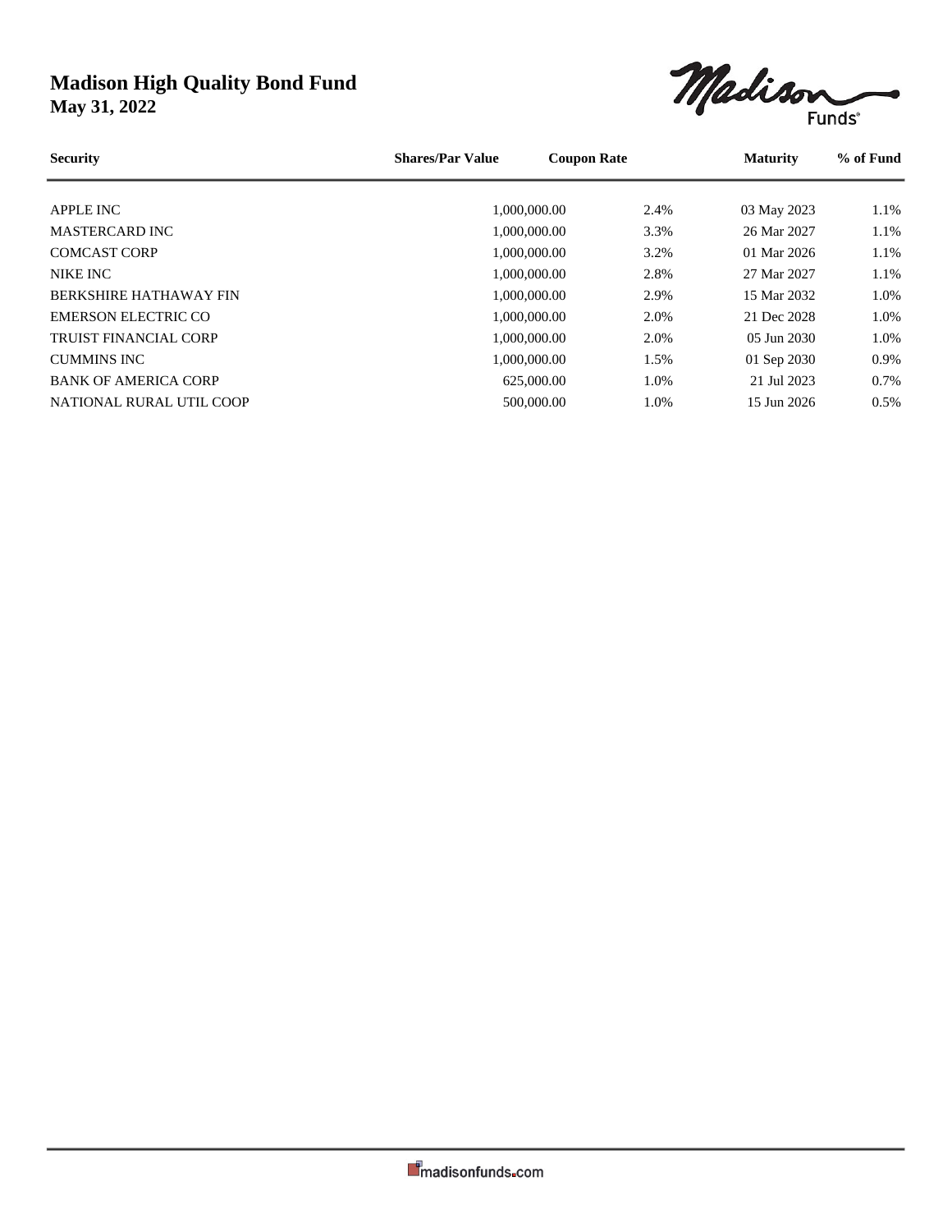# Madison High Quality Bond Fund

**May 31, 2022**

| Security | Shares/Par Value | Coupon Rate | Maturity | % of Fund |
|---|---|---|---|---|
| APPLE INC | 1,000,000.00 | 2.4% | 03 May 2023 | 1.1% |
| MASTERCARD INC | 1,000,000.00 | 3.3% | 26 Mar 2027 | 1.1% |
| COMCAST CORP | 1,000,000.00 | 3.2% | 01 Mar 2026 | 1.1% |
| NIKE INC | 1,000,000.00 | 2.8% | 27 Mar 2027 | 1.1% |
| BERKSHIRE HATHAWAY FIN | 1,000,000.00 | 2.9% | 15 Mar 2032 | 1.0% |
| EMERSON ELECTRIC CO | 1,000,000.00 | 2.0% | 21 Dec 2028 | 1.0% |
| TRUIST FINANCIAL CORP | 1,000,000.00 | 2.0% | 05 Jun 2030 | 1.0% |
| CUMMINS INC | 1,000,000.00 | 1.5% | 01 Sep 2030 | 0.9% |
| BANK OF AMERICA CORP | 625,000.00 | 1.0% | 21 Jul 2023 | 0.7% |
| NATIONAL RURAL UTIL COOP | 500,000.00 | 1.0% | 15 Jun 2026 | 0.5% |